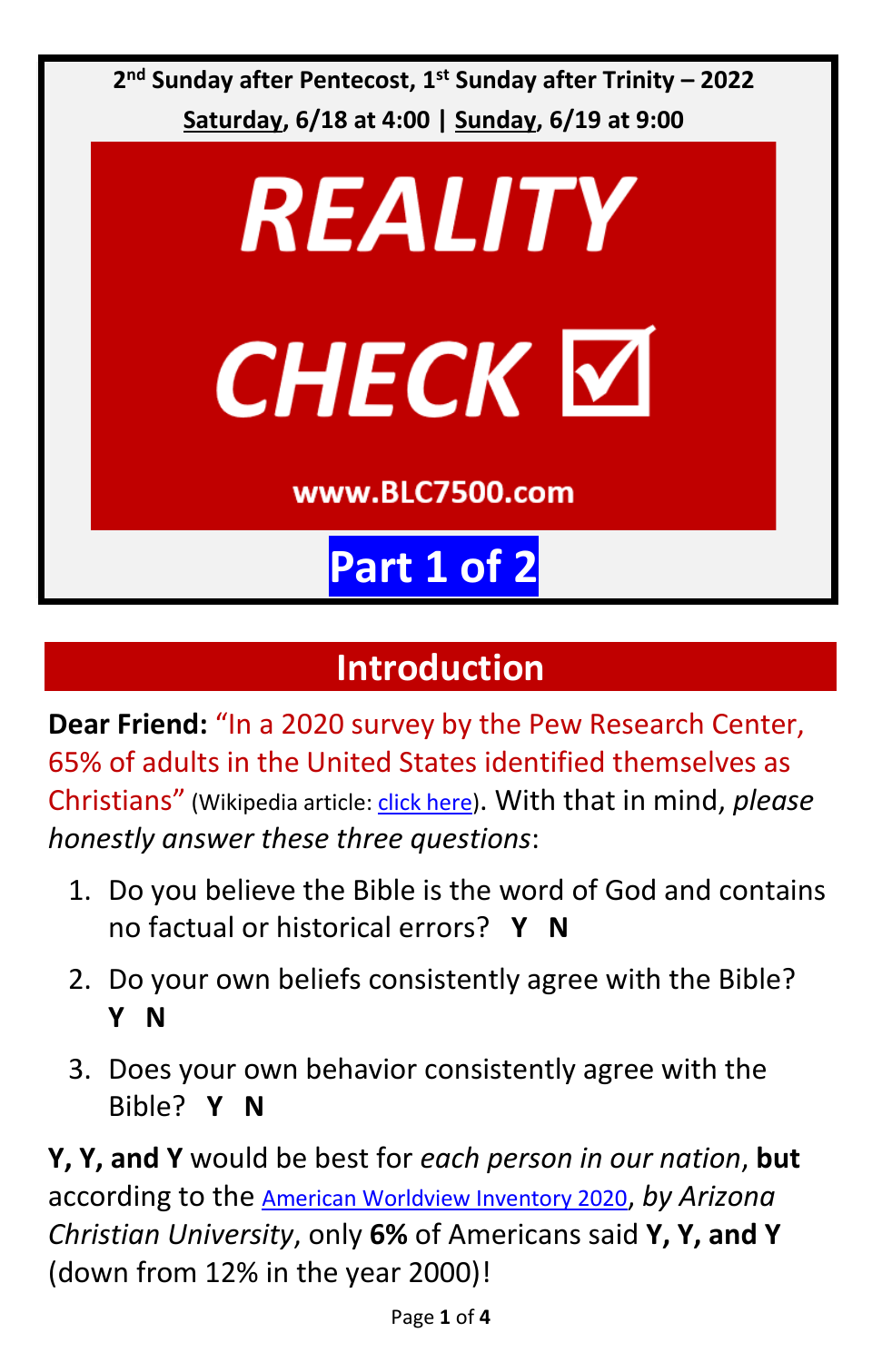2nd Sunday after Pentecost, 1st Sunday after Trinity – 2022

Saturday, 6/18 at 4:00 | Sunday, 6/19 at 9:00

# REALITY CHECK ☑

www.BLC7500.com

## Part 1 of 2

## Introduction

**Dear Friend:** "In a 2020 survey by the Pew Research Center, 65% of adults in the United States identified themselves as Christians" (Wikipedia article: click here). With that in mind, *please honestly answer these three questions*:

1. Do you believe the Bible is the word of God and contains no factual or historical errors? **Y N**
2. Do your own beliefs consistently agree with the Bible? **Y N**
3. Does your own behavior consistently agree with the Bible? **Y N**

**Y, Y, and Y** would be best for *each person in our nation*, **but** according to the American Worldview Inventory 2020, *by Arizona Christian University*, only **6%** of Americans said **Y, Y, and Y** (down from 12% in the year 2000)!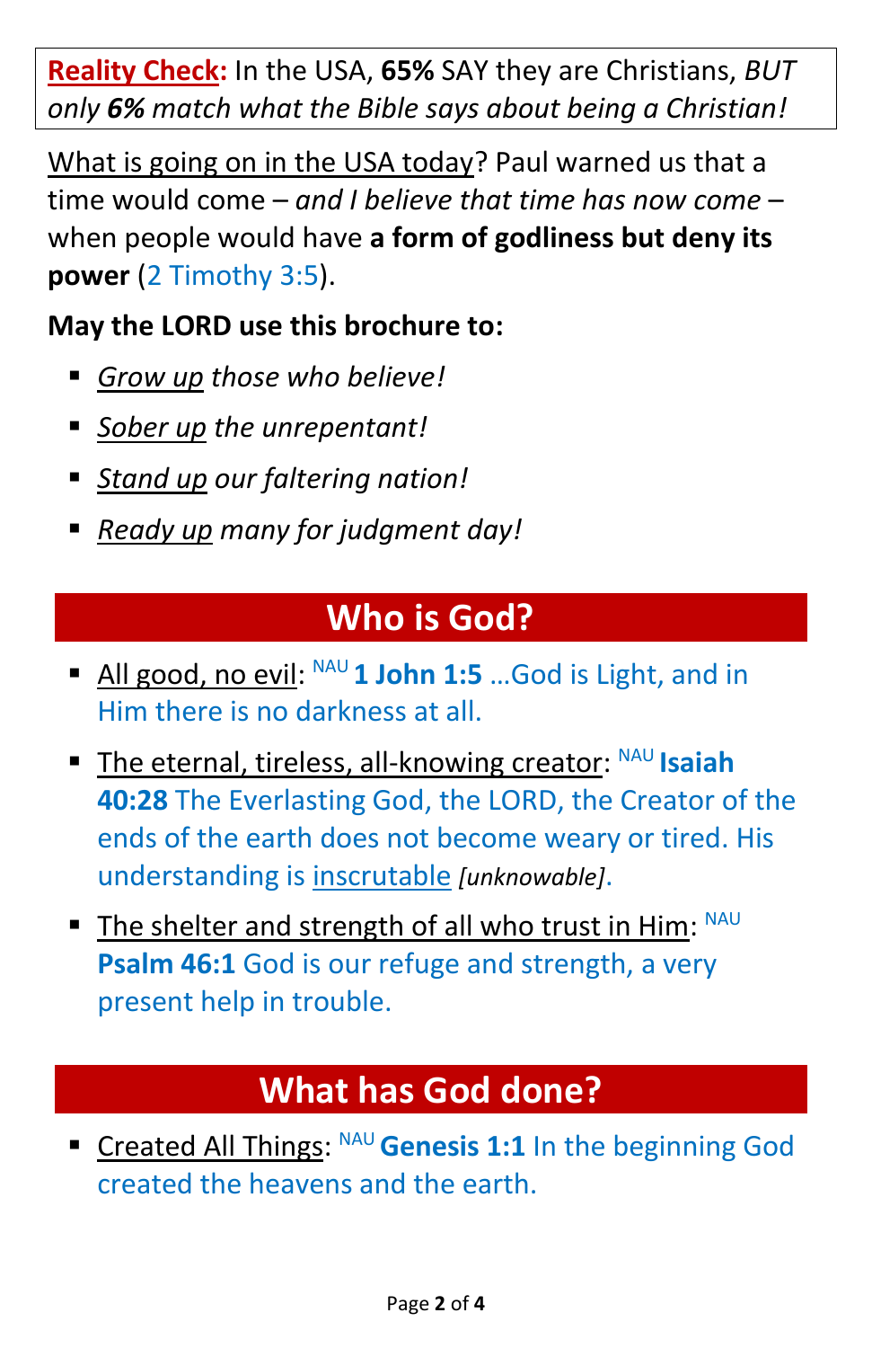**Reality Check:** In the USA, **65%** SAY they are Christians, *BUT only **6%** match what the Bible says about being a Christian!*

What is going on in the USA today? Paul warned us that a time would come – *and I believe that time has now come* – when people would have **a form of godliness but deny its power** (2 Timothy 3:5).

**May the LORD use this brochure to:**

- *Grow up those who believe!*
- *Sober up the unrepentant!*
- *Stand up our faltering nation!*
- *Ready up many for judgment day!*

## Who is God?

- All good, no evil: NAU **1 John 1:5** …God is Light, and in Him there is no darkness at all.
- The eternal, tireless, all-knowing creator: NAU **Isaiah 40:28** The Everlasting God, the LORD, the Creator of the ends of the earth does not become weary or tired. His understanding is inscrutable *[unknowable]*.
- The shelter and strength of all who trust in Him: NAU **Psalm 46:1** God is our refuge and strength, a very present help in trouble.

## What has God done?

- Created All Things: NAU **Genesis 1:1** In the beginning God created the heavens and the earth.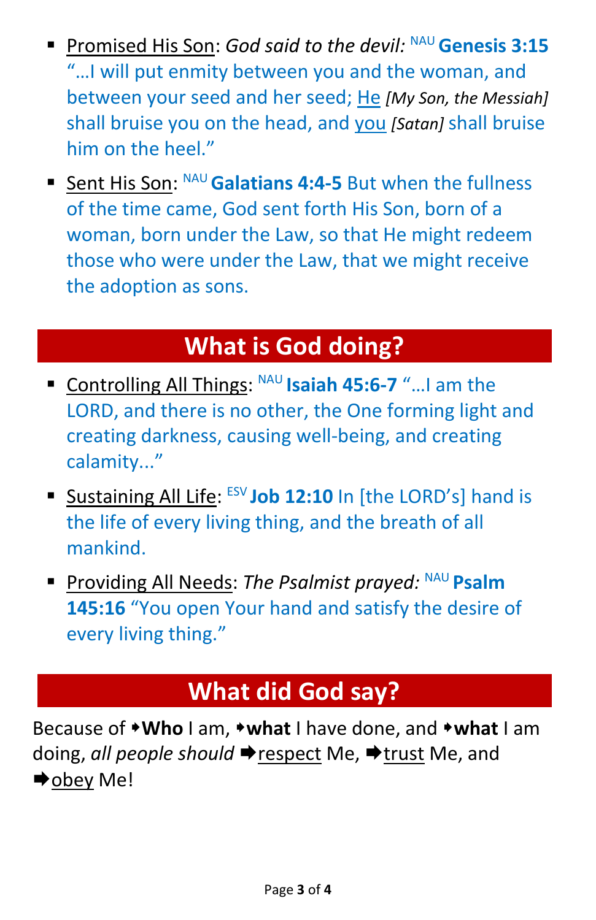- <u>Promised His Son</u>: *God said to the devil:* NAU **Genesis 3:15** "…I will put enmity between you and the woman, and between your seed and her seed; <u>He</u> *[My Son, the Messiah]* shall bruise you on the head, and <u>you</u> *[Satan]* shall bruise him on the heel."

- <u>Sent His Son</u>: NAU **Galatians 4:4-5** But when the fullness of the time came, God sent forth His Son, born of a woman, born under the Law, so that He might redeem those who were under the Law, that we might receive the adoption as sons.

## What is God doing?

- <u>Controlling All Things</u>: NAU **Isaiah 45:6-7** "…I am the LORD, and there is no other, the One forming light and creating darkness, causing well-being, and creating calamity..."

- <u>Sustaining All Life</u>: ESV **Job 12:10** In [the LORD's] hand is the life of every living thing, and the breath of all mankind.

- <u>Providing All Needs</u>: *The Psalmist prayed:* NAU **Psalm 145:16** "You open Your hand and satisfy the desire of every living thing."

## What did God say?

Because of ➧**Who** I am, ➧**what** I have done, and ➧**what** I am doing, *all people should* ➡<u>respect</u> Me, ➡<u>trust</u> Me, and ➡<u>obey</u> Me!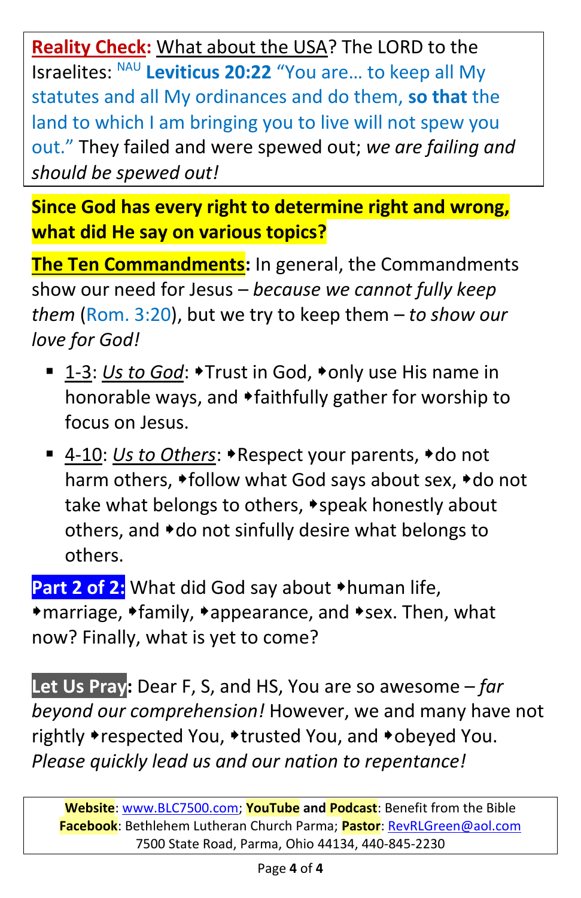**Reality Check:** What about the USA? The LORD to the Israelites: [NAU] **Leviticus 20:22** "You are… to keep all My statutes and all My ordinances and do them, **so that** the land to which I am bringing you to live will not spew you out." They failed and were spewed out; *we are failing and should be spewed out!*

**Since God has every right to determine right and wrong, what did He say on various topics?**

**The Ten Commandments:** In general, the Commandments show our need for Jesus – *because we cannot fully keep them* (Rom. 3:20), but we try to keep them – *to show our love for God!*

- 1-3: *Us to God*: ➧Trust in God, ➧only use His name in honorable ways, and ➧faithfully gather for worship to focus on Jesus.
- 4-10: *Us to Others*: ➧Respect your parents, ➧do not harm others, ➧follow what God says about sex, ➧do not take what belongs to others, ➧speak honestly about others, and ➧do not sinfully desire what belongs to others.

**Part 2 of 2:** What did God say about ➧human life, ➧marriage, ➧family, ➧appearance, and ➧sex. Then, what now? Finally, what is yet to come?

**Let Us Pray:** Dear F, S, and HS, You are so awesome – *far beyond our comprehension!* However, we and many have not rightly ➧respected You, ➧trusted You, and ➧obeyed You. *Please quickly lead us and our nation to repentance!*

**Website**: www.BLC7500.com; **YouTube** and **Podcast**: Benefit from the Bible
**Facebook**: Bethlehem Lutheran Church Parma; **Pastor**: RevRLGreen@aol.com
7500 State Road, Parma, Ohio 44134, 440-845-2230